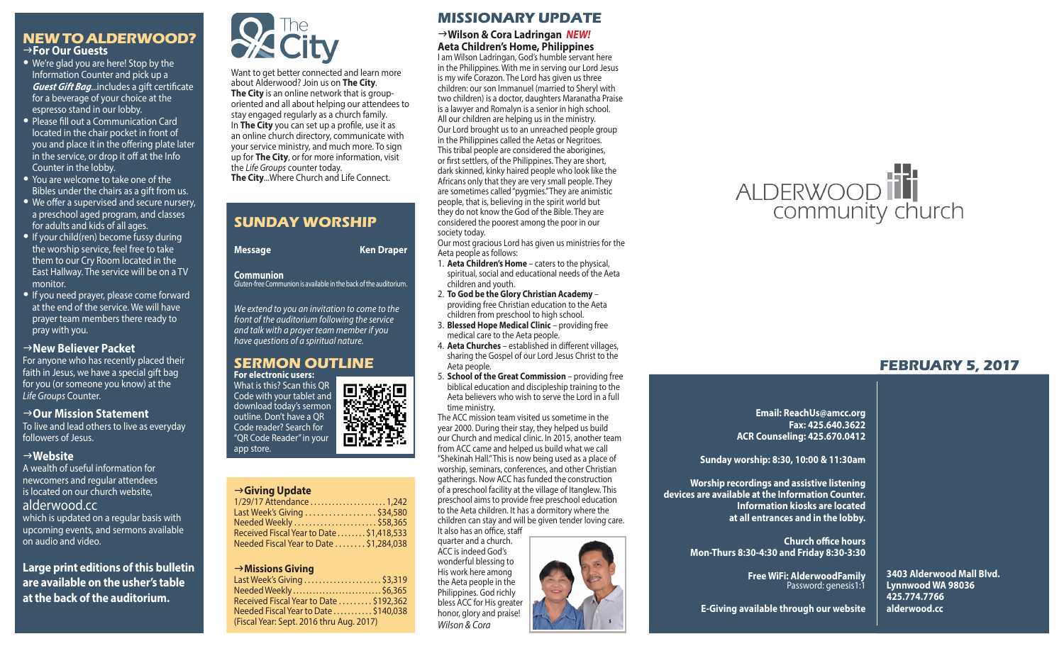## NEW TO ALDERWOOD?

### →For Our Guests

- We're glad you are here! Stop by the Information Counter and pick up a ***Guest Gift Bag***...includes a gift certificate for a beverage of your choice at the espresso stand in our lobby.
- Please fill out a Communication Card located in the chair pocket in front of you and place it in the offering plate later in the service, or drop it off at the Info Counter in the lobby.
- You are welcome to take one of the Bibles under the chairs as a gift from us.
- We offer a supervised and secure nursery, a preschool aged program, and classes for adults and kids of all ages.
- If your child(ren) become fussy during the worship service, feel free to take them to our Cry Room located in the East Hallway. The service will be on a TV monitor.
- If you need prayer, please come forward at the end of the service. We will have prayer team members there ready to pray with you.

### →New Believer Packet

For anyone who has recently placed their faith in Jesus, we have a special gift bag for you (or someone you know) at the *Life Groups* Counter.

### →Our Mission Statement

To live and lead others to live as everyday followers of Jesus.

### →Website

A wealth of useful information for newcomers and regular attendees is located on our church website, alderwood.cc which is updated on a regular basis with upcoming events, and sermons available on audio and video.

**Large print editions of this bulletin are available on the usher's table at the back of the auditorium.**

## The City

Want to get better connected and learn more about Alderwood? Join us on **The City**.
**The City** is an online network that is group-oriented and all about helping our attendees to stay engaged regularly as a church family.
In **The City** you can set up a profile, use it as an online church directory, communicate with your service ministry, and much more. To sign up for **The City**, or for more information, visit the *Life Groups* counter today.
**The City**...Where Church and Life Connect.

## SUNDAY WORSHIP

**Message** — **Ken Draper**

**Communion**
Gluten-free Communion is available in the back of the auditorium.

*We extend to you an invitation to come to the front of the auditorium following the service and talk with a prayer team member if you have questions of a spiritual nature.*

## SERMON OUTLINE

**For electronic users:**
What is this? Scan this QR Code with your tablet and download today's sermon outline. Don't have a QR Code reader? Search for "QR Code Reader" in your app store.

### →Giving Update

| | |
|---|---|
| 1/29/17 Attendance | 1,242 |
| Last Week's Giving | $34,580 |
| Needed Weekly | $58,365 |
| Received Fiscal Year to Date | $1,418,533 |
| Needed Fiscal Year to Date | $1,284,038 |

### →Missions Giving

| | |
|---|---|
| Last Week's Giving | $3,319 |
| Needed Weekly | $6,365 |
| Received Fiscal Year to Date | $192,362 |
| Needed Fiscal Year to Date | $140,038 |

(Fiscal Year: Sept. 2016 thru Aug. 2017)

## MISSIONARY UPDATE

### →Wilson & Cora Ladringan *NEW!*

**Aeta Children's Home, Philippines**

I am Wilson Ladringan, God's humble servant here in the Philippines. With me in serving our Lord Jesus is my wife Corazon. The Lord has given us three children: our son Immanuel (married to Sheryl with two children) is a doctor, daughters Maranatha Praise is a lawyer and Romalyn is a senior in high school. All our children are helping us in the ministry.
Our Lord brought us to an unreached people group in the Philippines called the Aetas or Negritoes. This tribal people are considered the aborigines, or first settlers, of the Philippines. They are short, dark skinned, kinky haired people who look like the Africans only that they are very small people. They are sometimes called "pygmies." They are animistic people, that is, believing in the spirit world but they do not know the God of the Bible. They are considered the poorest among the poor in our society today.
Our most gracious Lord has given us ministries for the Aeta people as follows:

1. **Aeta Children's Home** – caters to the physical, spiritual, social and educational needs of the Aeta children and youth.
2. **To God be the Glory Christian Academy** – providing free Christian education to the Aeta children from preschool to high school.
3. **Blessed Hope Medical Clinic** – providing free medical care to the Aeta people.
4. **Aeta Churches** – established in different villages, sharing the Gospel of our Lord Jesus Christ to the Aeta people.
5. **School of the Great Commission** – providing free biblical education and discipleship training to the Aeta believers who wish to serve the Lord in a full time ministry.

The ACC mission team visited us sometime in the year 2000. During their stay, they helped us build our Church and medical clinic. In 2015, another team from ACC came and helped us build what we call "Shekinah Hall." This is now being used as a place of worship, seminars, conferences, and other Christian gatherings. Now ACC has funded the construction of a preschool facility at the village of Itanglew. This preschool aims to provide free preschool education to the Aeta children. It has a dormitory where the children can stay and will be given tender loving care. It also has an office, staff quarter and a church. ACC is indeed God's wonderful blessing to His work here among the Aeta people in the Philippines. God richly bless ACC for His greater honor, glory and praise!
*Wilson & Cora*

# ALDERWOOD community church

## FEBRUARY 5, 2017

**Email: ReachUs@amcc.org**
**Fax: 425.640.3622**
**ACR Counseling: 425.670.0412**

**Sunday worship: 8:30, 10:00 & 11:30am**

**Worship recordings and assistive listening devices are available at the Information Counter. Information kiosks are located at all entrances and in the lobby.**

**Church office hours**
**Mon-Thurs 8:30-4:30 and Friday 8:30-3:30**

**Free WiFi: AlderwoodFamily**
Password: genesis1:1

**E-Giving available through our website**

**3403 Alderwood Mall Blvd.**
**Lynnwood WA 98036**
**425.774.7766**
**alderwood.cc**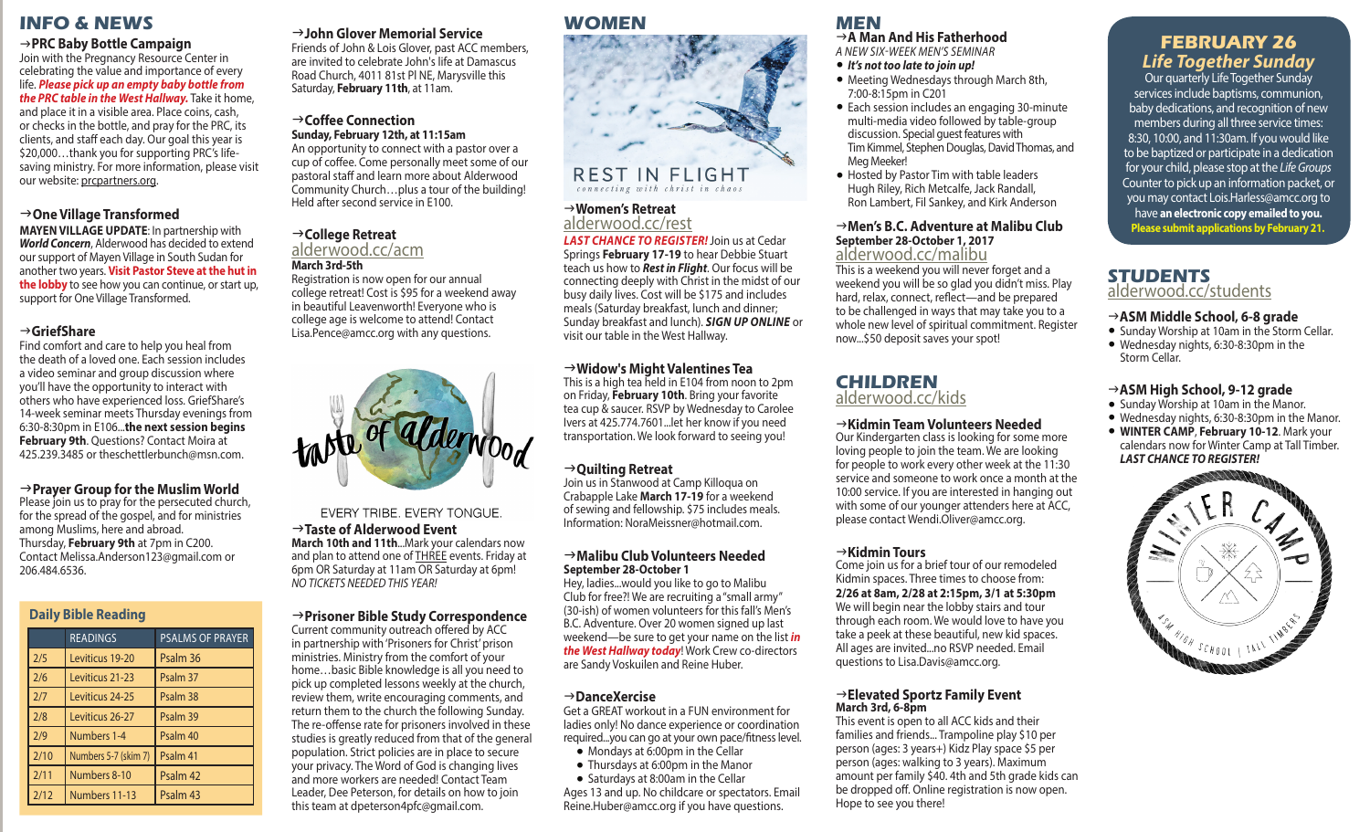# INFO & NEWS

### →PRC Baby Bottle Campaign

Join with the Pregnancy Resource Center in celebrating the value and importance of every life. ***Please pick up an empty baby bottle from the PRC table in the West Hallway.*** Take it home, and place it in a visible area. Place coins, cash, or checks in the bottle, and pray for the PRC, its clients, and staff each day. Our goal this year is $20,000…thank you for supporting PRC's life-saving ministry. For more information, please visit our website: prcpartners.org.

### →One Village Transformed

**MAYEN VILLAGE UPDATE**: In partnership with ***World Concern***, Alderwood has decided to extend our support of Mayen Village in South Sudan for another two years. **Visit Pastor Steve at the hut in the lobby** to see how you can continue, or start up, support for One Village Transformed.

### →GriefShare

Find comfort and care to help you heal from the death of a loved one. Each session includes a video seminar and group discussion where you'll have the opportunity to interact with others who have experienced loss. GriefShare's 14-week seminar meets Thursday evenings from 6:30-8:30pm in E106...**the next session begins February 9th**. Questions? Contact Moira at 425.239.3485 or theschettlerbunch@msn.com.

### →Prayer Group for the Muslim World

Please join us to pray for the persecuted church, for the spread of the gospel, and for ministries among Muslims, here and abroad. Thursday, **February 9th** at 7pm in C200. Contact Melissa.Anderson123@gmail.com or 206.484.6536.

### Daily Bible Reading

| | READINGS | PSALMS OF PRAYER |
|---|---|---|
| 2/5 | Leviticus 19-20 | Psalm 36 |
| 2/6 | Leviticus 21-23 | Psalm 37 |
| 2/7 | Leviticus 24-25 | Psalm 38 |
| 2/8 | Leviticus 26-27 | Psalm 39 |
| 2/9 | Numbers 1-4 | Psalm 40 |
| 2/10 | Numbers 5-7 (skim 7) | Psalm 41 |
| 2/11 | Numbers 8-10 | Psalm 42 |
| 2/12 | Numbers 11-13 | Psalm 43 |

### →John Glover Memorial Service

Friends of John & Lois Glover, past ACC members, are invited to celebrate John's life at Damascus Road Church, 4011 81st Pl NE, Marysville this Saturday, **February 11th**, at 11am.

### →Coffee Connection

**Sunday, February 12th, at 11:15am**

An opportunity to connect with a pastor over a cup of coffee. Come personally meet some of our pastoral staff and learn more about Alderwood Community Church…plus a tour of the building! Held after second service in E100.

### →College Retreat

alderwood.cc/acm

**March 3rd-5th**

Registration is now open for our annual college retreat! Cost is $95 for a weekend away in beautiful Leavenworth! Everyone who is college age is welcome to attend! Contact Lisa.Pence@amcc.org with any questions.

taste of alderwood

EVERY TRIBE. EVERY TONGUE.

### →Taste of Alderwood Event

**March 10th and 11th**...Mark your calendars now and plan to attend one of THREE events. Friday at 6pm OR Saturday at 11am OR Saturday at 6pm! *NO TICKETS NEEDED THIS YEAR!*

### →Prisoner Bible Study Correspondence

Current community outreach offered by ACC in partnership with 'Prisoners for Christ' prison ministries. Ministry from the comfort of your home…basic Bible knowledge is all you need to pick up completed lessons weekly at the church, review them, write encouraging comments, and return them to the church the following Sunday. The re-offense rate for prisoners involved in these studies is greatly reduced from that of the general population. Strict policies are in place to secure your privacy. The Word of God is changing lives and more workers are needed! Contact Team Leader, Dee Peterson, for details on how to join this team at dpeterson4pfc@gmail.com.

# WOMEN

REST IN FLIGHT
connecting with christ in chaos

### →Women's Retreat

alderwood.cc/rest

***LAST CHANCE TO REGISTER!*** Join us at Cedar Springs **February 17-19** to hear Debbie Stuart teach us how to ***Rest in Flight***. Our focus will be connecting deeply with Christ in the midst of our busy daily lives. Cost will be $175 and includes meals (Saturday breakfast, lunch and dinner; Sunday breakfast and lunch). ***SIGN UP ONLINE*** or visit our table in the West Hallway.

### →Widow's Might Valentines Tea

This is a high tea held in E104 from noon to 2pm on Friday, **February 10th**. Bring your favorite tea cup & saucer. RSVP by Wednesday to Carolee Ivers at 425.774.7601...let her know if you need transportation. We look forward to seeing you!

### →Quilting Retreat

Join us in Stanwood at Camp Killoqua on Crabapple Lake **March 17-19** for a weekend of sewing and fellowship. $75 includes meals. Information: NoraMeissner@hotmail.com.

### →Malibu Club Volunteers Needed

**September 28-October 1**

Hey, ladies...would you like to go to Malibu Club for free?! We are recruiting a "small army" (30-ish) of women volunteers for this fall's Men's B.C. Adventure. Over 20 women signed up last weekend—be sure to get your name on the list ***in the West Hallway today***! Work Crew co-directors are Sandy Voskuilen and Reine Huber.

### →DanceXercise

Get a GREAT workout in a FUN environment for ladies only! No dance experience or coordination required...you can go at your own pace/fitness level.

- Mondays at 6:00pm in the Cellar
- Thursdays at 6:00pm in the Manor
- Saturdays at 8:00am in the Cellar

Ages 13 and up. No childcare or spectators. Email Reine.Huber@amcc.org if you have questions.

# MEN

### →A Man And His Fatherhood

*A NEW SIX-WEEK MEN'S SEMINAR*

- ***It's not too late to join up!***
- Meeting Wednesdays through March 8th, 7:00-8:15pm in C201
- Each session includes an engaging 30-minute multi-media video followed by table-group discussion. Special guest features with Tim Kimmel, Stephen Douglas, David Thomas, and Meg Meeker!
- Hosted by Pastor Tim with table leaders Hugh Riley, Rich Metcalfe, Jack Randall, Ron Lambert, Fil Sankey, and Kirk Anderson

### →Men's B.C. Adventure at Malibu Club

**September 28-October 1, 2017**

alderwood.cc/malibu

This is a weekend you will never forget and a weekend you will be so glad you didn't miss. Play hard, relax, connect, reflect—and be prepared to be challenged in ways that may take you to a whole new level of spiritual commitment. Register now...$50 deposit saves your spot!

# CHILDREN

alderwood.cc/kids

### →Kidmin Team Volunteers Needed

Our Kindergarten class is looking for some more loving people to join the team. We are looking for people to work every other week at the 11:30 service and someone to work once a month at the 10:00 service. If you are interested in hanging out with some of our younger attenders here at ACC, please contact Wendi.Oliver@amcc.org.

### →Kidmin Tours

Come join us for a brief tour of our remodeled Kidmin spaces. Three times to choose from: **2/26 at 8am, 2/28 at 2:15pm, 3/1 at 5:30pm**

We will begin near the lobby stairs and tour through each room. We would love to have you take a peek at these beautiful, new kid spaces. All ages are invited...no RSVP needed. Email questions to Lisa.Davis@amcc.org.

### →Elevated Sportz Family Event

**March 3rd, 6-8pm**

This event is open to all ACC kids and their families and friends... Trampoline play $10 per person (ages: 3 years+) Kidz Play space $5 per person (ages: walking to 3 years). Maximum amount per family $40. 4th and 5th grade kids can be dropped off. Online registration is now open. Hope to see you there!

## FEBRUARY 26
## *Life Together Sunday*

Our quarterly Life Together Sunday services include baptisms, communion, baby dedications, and recognition of new members during all three service times: 8:30, 10:00, and 11:30am. If you would like to be baptized or participate in a dedication for your child, please stop at the *Life Groups* Counter to pick up an information packet, or you may contact Lois.Harless@amcc.org to have **an electronic copy emailed to you. Please submit applications by February 21.**

# STUDENTS

alderwood.cc/students

### →ASM Middle School, 6-8 grade

- Sunday Worship at 10am in the Storm Cellar.
- Wednesday nights, 6:30-8:30pm in the Storm Cellar.

### →ASM High School, 9-12 grade

- Sunday Worship at 10am in the Manor.
- Wednesday nights, 6:30-8:30pm in the Manor.
- **WINTER CAMP**, **February 10-12**. Mark your calendars now for Winter Camp at Tall Timber. ***LAST CHANCE TO REGISTER!***

WINTER CAMP
ASM HIGH SCHOOL | TALL TIMBERS